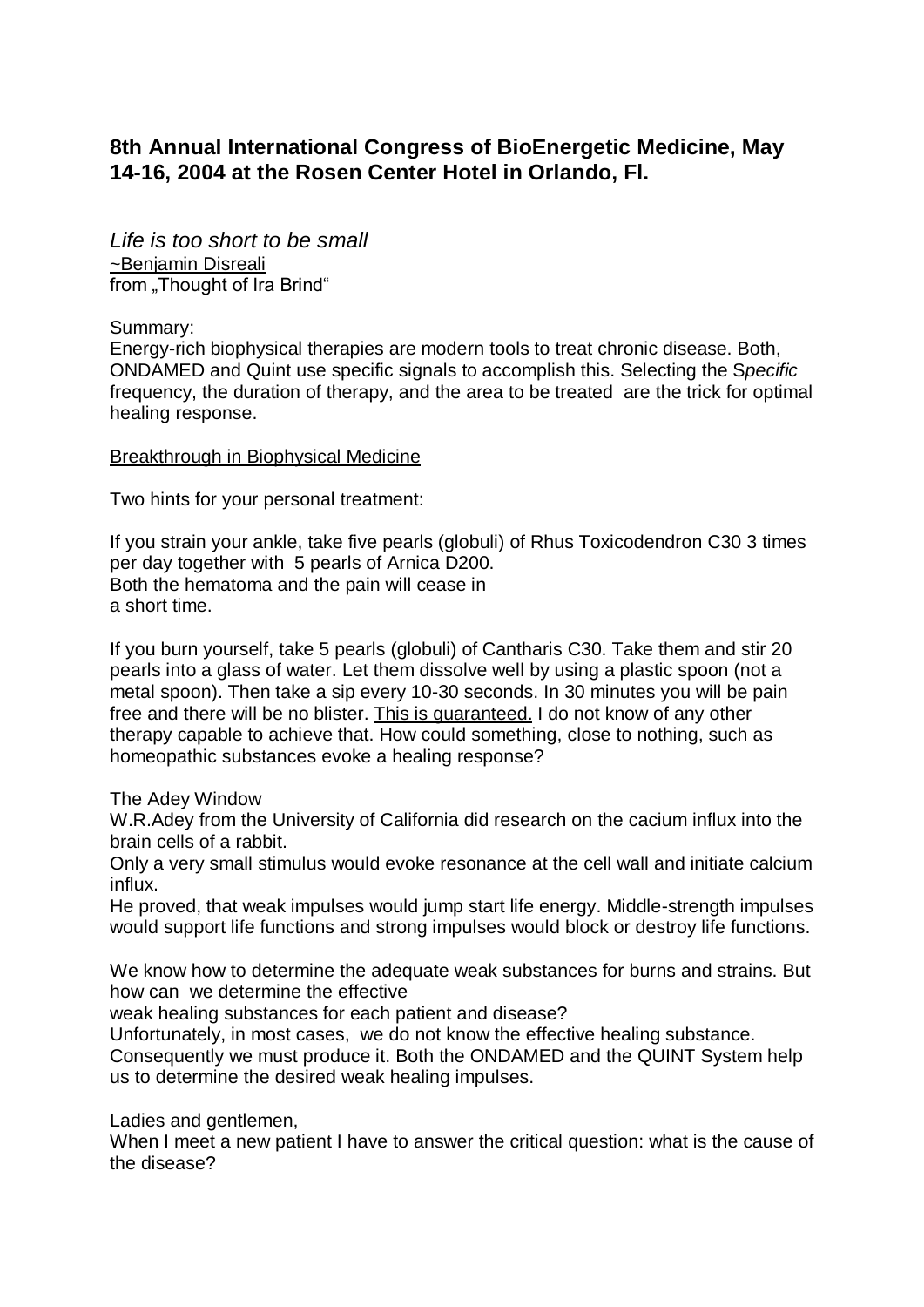## 8th Annual International Congress of BioEnergetic Medicine, May 14-16, 2004 at the Rosen Center Hotel in Orlando, Fl.

*Life is too short to be small*
~Benjamin Disreali
from „Thought of Ira Brind“

Summary:
Energy-rich biophysical therapies are modern tools to treat chronic disease. Both, ONDAMED and Quint use specific signals to accomplish this. Selecting the S*pecific* frequency, the duration of therapy, and the area to be treated are the trick for optimal healing response.

Breakthrough in Biophysical Medicine

Two hints for your personal treatment:

If you strain your ankle, take five pearls (globuli) of Rhus Toxicodendron C30 3 times per day together with 5 pearls of Arnica D200.
Both the hematoma and the pain will cease in
a short time.

If you burn yourself, take 5 pearls (globuli) of Cantharis C30. Take them and stir 20 pearls into a glass of water. Let them dissolve well by using a plastic spoon (not a metal spoon). Then take a sip every 10-30 seconds. In 30 minutes you will be pain free and there will be no blister. This is guaranteed. I do not know of any other therapy capable to achieve that. How could something, close to nothing, such as homeopathic substances evoke a healing response?

The Adey Window
W.R.Adey from the University of California did research on the cacium influx into the brain cells of a rabbit.
Only a very small stimulus would evoke resonance at the cell wall and initiate calcium influx.
He proved, that weak impulses would jump start life energy. Middle-strength impulses would support life functions and strong impulses would block or destroy life functions.

We know how to determine the adequate weak substances for burns and strains. But how can we determine the effective
weak healing substances for each patient and disease?
Unfortunately, in most cases, we do not know the effective healing substance. Consequently we must produce it. Both the ONDAMED and the QUINT System help us to determine the desired weak healing impulses.

Ladies and gentlemen,
When I meet a new patient I have to answer the critical question: what is the cause of the disease?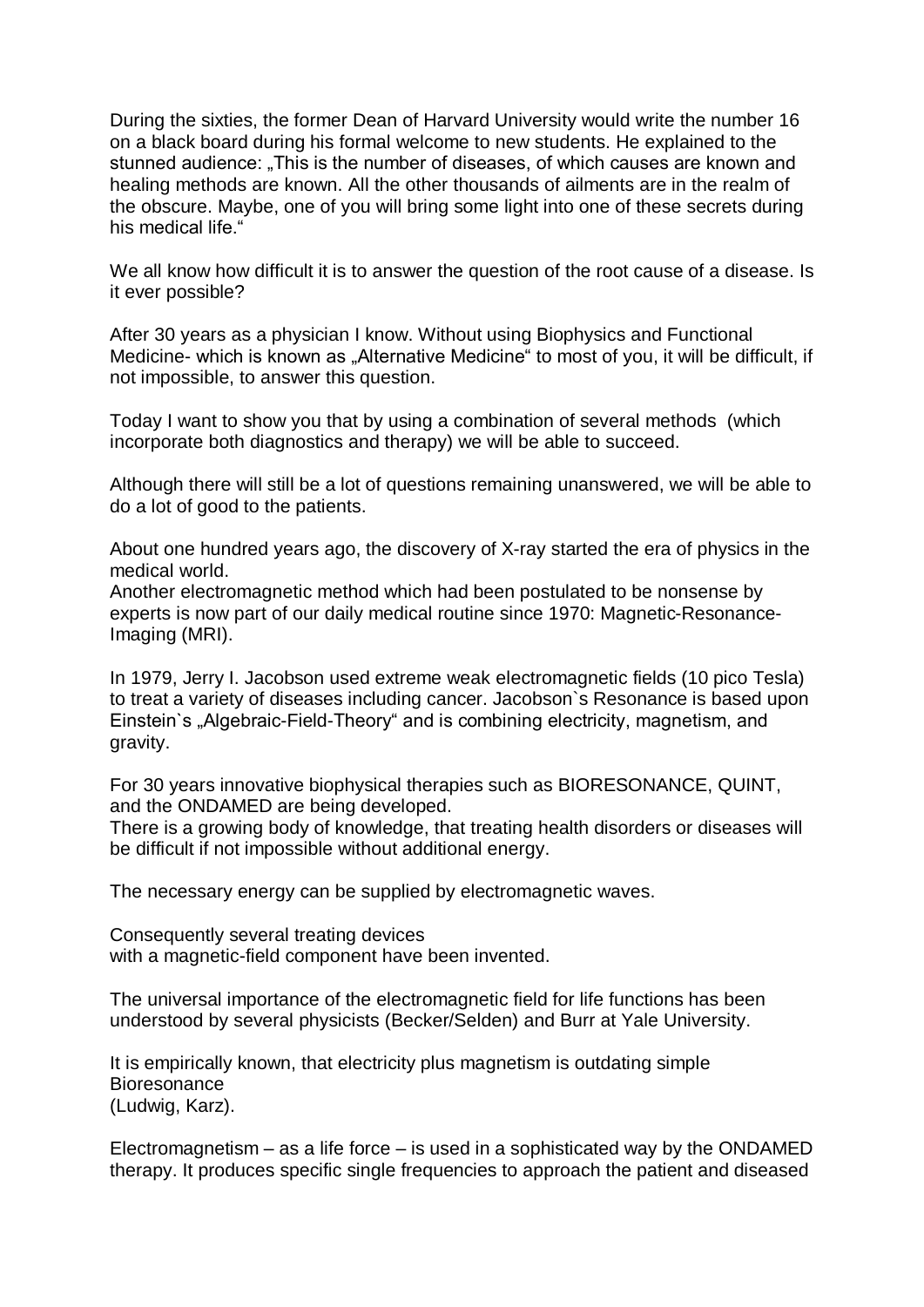During the sixties, the former Dean of Harvard University would write the number 16 on a black board during his formal welcome to new students. He explained to the stunned audience: „This is the number of diseases, of which causes are known and healing methods are known. All the other thousands of ailments are in the realm of the obscure. Maybe, one of you will bring some light into one of these secrets during his medical life."

We all know how difficult it is to answer the question of the root cause of a disease. Is it ever possible?

After 30 years as a physician I know. Without using Biophysics and Functional Medicine- which is known as „Alternative Medicine" to most of you, it will be difficult, if not impossible, to answer this question.

Today I want to show you that by using a combination of several methods (which incorporate both diagnostics and therapy) we will be able to succeed.

Although there will still be a lot of questions remaining unanswered, we will be able to do a lot of good to the patients.

About one hundred years ago, the discovery of X-ray started the era of physics in the medical world.
Another electromagnetic method which had been postulated to be nonsense by experts is now part of our daily medical routine since 1970: Magnetic-Resonance-Imaging (MRI).

In 1979, Jerry I. Jacobson used extreme weak electromagnetic fields (10 pico Tesla) to treat a variety of diseases including cancer. Jacobson`s Resonance is based upon Einstein`s „Algebraic-Field-Theory" and is combining electricity, magnetism, and gravity.

For 30 years innovative biophysical therapies such as BIORESONANCE, QUINT, and the ONDAMED are being developed.
There is a growing body of knowledge, that treating health disorders or diseases will be difficult if not impossible without additional energy.

The necessary energy can be supplied by electromagnetic waves.

Consequently several treating devices
with a magnetic-field component have been invented.

The universal importance of the electromagnetic field for life functions has been understood by several physicists (Becker/Selden) and Burr at Yale University.

It is empirically known, that electricity plus magnetism is outdating simple Bioresonance
(Ludwig, Karz).

Electromagnetism – as a life force – is used in a sophisticated way by the ONDAMED therapy. It produces specific single frequencies to approach the patient and diseased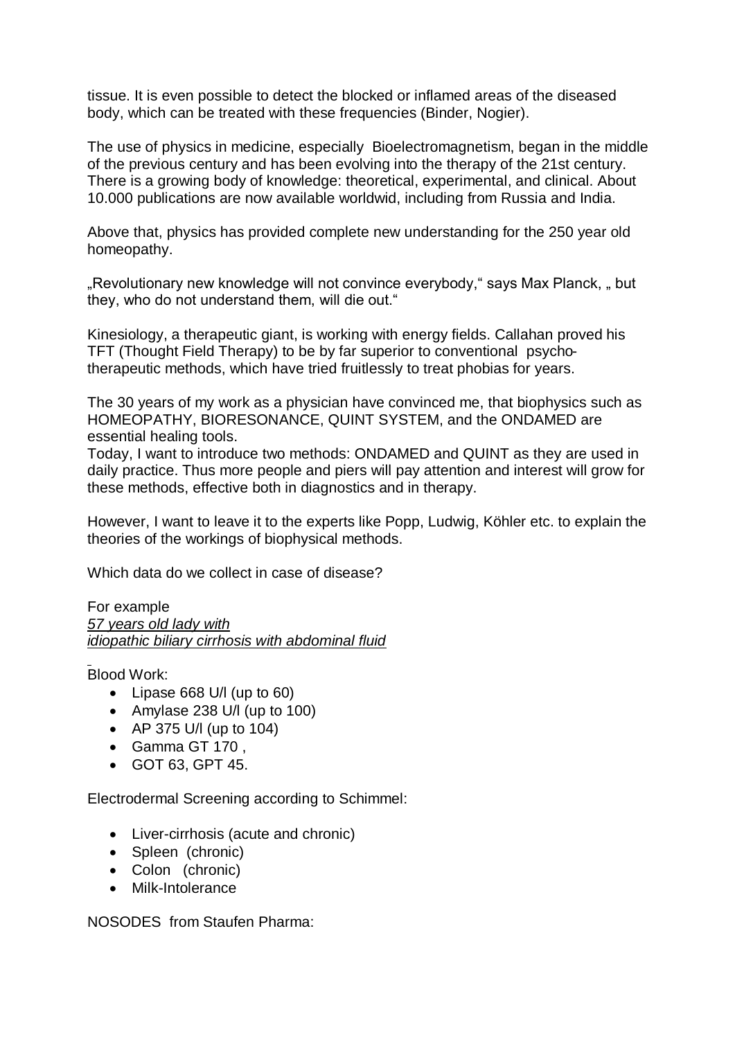tissue. It is even possible to detect the blocked or inflamed areas of the diseased body, which can be treated with these frequencies (Binder, Nogier).

The use of physics in medicine, especially Bioelectromagnetism, began in the middle of the previous century and has been evolving into the therapy of the 21st century. There is a growing body of knowledge: theoretical, experimental, and clinical. About 10.000 publications are now available worldwid, including from Russia and India.

Above that, physics has provided complete new understanding for the 250 year old homeopathy.

„Revolutionary new knowledge will not convince everybody," says Max Planck, „ but they, who do not understand them, will die out."

Kinesiology, a therapeutic giant, is working with energy fields. Callahan proved his TFT (Thought Field Therapy) to be by far superior to conventional psycho-therapeutic methods, which have tried fruitlessly to treat phobias for years.

The 30 years of my work as a physician have convinced me, that biophysics such as HOMEOPATHY, BIORESONANCE, QUINT SYSTEM, and the ONDAMED are essential healing tools.
Today, I want to introduce two methods: ONDAMED and QUINT as they are used in daily practice. Thus more people and piers will pay attention and interest will grow for these methods, effective both in diagnostics and in therapy.

However, I want to leave it to the experts like Popp, Ludwig, Köhler etc. to explain the theories of the workings of biophysical methods.

Which data do we collect in case of disease?

For example
*57 years old lady with*
*idiopathic biliary cirrhosis with abdominal fluid*

Blood Work:

- Lipase 668 U/l (up to 60)
- Amylase 238 U/l (up to 100)
- AP 375 U/l (up to 104)
- Gamma GT 170 ,
- GOT 63, GPT 45.

Electrodermal Screening according to Schimmel:

- Liver-cirrhosis (acute and chronic)
- Spleen (chronic)
- Colon (chronic)
- Milk-Intolerance

NOSODES from Staufen Pharma: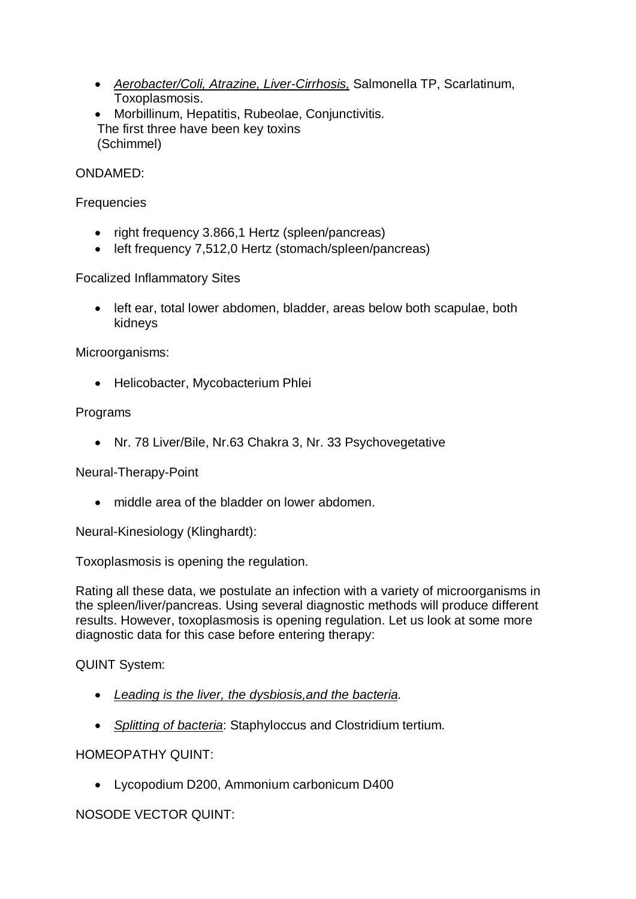- *Aerobacter/Coli, Atrazine, Liver-Cirrhosis,* Salmonella TP, Scarlatinum, Toxoplasmosis.
- Morbillinum, Hepatitis, Rubeolae, Conjunctivitis.

The first three have been key toxins
(Schimmel)

ONDAMED:

Frequencies

- right frequency 3.866,1 Hertz (spleen/pancreas)
- left frequency 7,512,0 Hertz (stomach/spleen/pancreas)

Focalized Inflammatory Sites

- left ear, total lower abdomen, bladder, areas below both scapulae, both kidneys

Microorganisms:

- Helicobacter, Mycobacterium Phlei

Programs

- Nr. 78 Liver/Bile, Nr.63 Chakra 3, Nr. 33 Psychovegetative

Neural-Therapy-Point

- middle area of the bladder on lower abdomen.

Neural-Kinesiology (Klinghardt):

Toxoplasmosis is opening the regulation.

Rating all these data, we postulate an infection with a variety of microorganisms in the spleen/liver/pancreas. Using several diagnostic methods will produce different results. However, toxoplasmosis is opening regulation. Let us look at some more diagnostic data for this case before entering therapy:

QUINT System:

- *Leading is the liver, the dysbiosis,and the bacteria*.
- *Splitting of bacteria*: Staphyloccus and Clostridium tertium.

HOMEOPATHY QUINT:

- Lycopodium D200, Ammonium carbonicum D400

NOSODE VECTOR QUINT: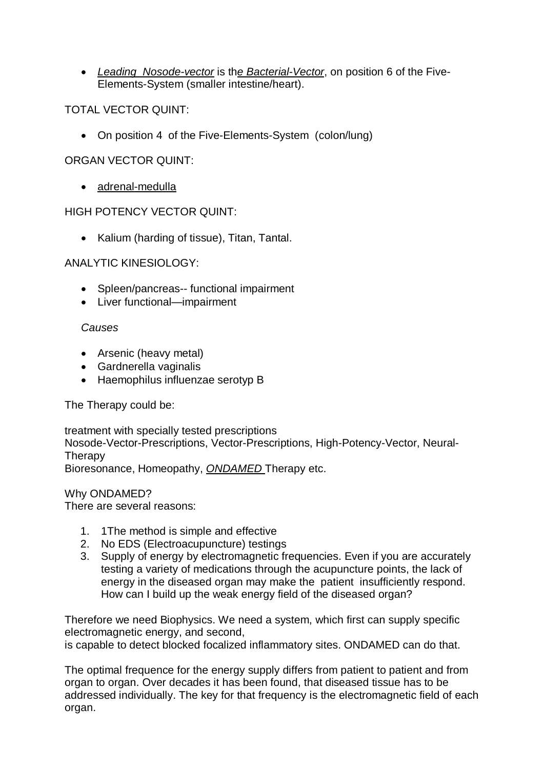- *Leading  Nosode-vector* is th*e Bacterial-Vector*, on position 6 of the Five-Elements-System (smaller intestine/heart).

TOTAL VECTOR QUINT:

- On position 4  of the Five-Elements-System  (colon/lung)

ORGAN VECTOR QUINT:

- adrenal-medulla

HIGH POTENCY VECTOR QUINT:

- Kalium (harding of tissue), Titan, Tantal.

ANALYTIC KINESIOLOGY:

- Spleen/pancreas-- functional impairment
- Liver functional—impairment

*Causes*

- Arsenic (heavy metal)
- Gardnerella vaginalis
- Haemophilus influenzae serotyp B

The Therapy could be:

treatment with specially tested prescriptions
Nosode-Vector-Prescriptions, Vector-Prescriptions, High-Potency-Vector, Neural-Therapy
Bioresonance, Homeopathy, *ONDAMED* Therapy etc.

Why ONDAMED?
There are several reasons:

1. 1The method is simple and effective
2. No EDS (Electroacupuncture) testings
3. Supply of energy by electromagnetic frequencies. Even if you are accurately testing a variety of medications through the acupuncture points, the lack of energy in the diseased organ may make the  patient  insufficiently respond. How can I build up the weak energy field of the diseased organ?

Therefore we need Biophysics. We need a system, which first can supply specific electromagnetic energy, and second,
is capable to detect blocked focalized inflammatory sites. ONDAMED can do that.

The optimal frequence for the energy supply differs from patient to patient and from organ to organ. Over decades it has been found, that diseased tissue has to be addressed individually. The key for that frequency is the electromagnetic field of each organ.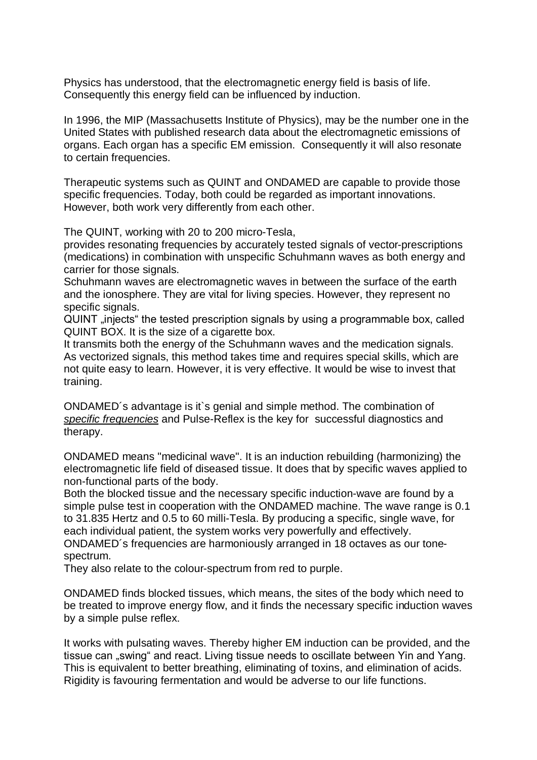Physics has understood, that the electromagnetic energy field is basis of life. Consequently this energy field can be influenced by induction.

In 1996, the MIP (Massachusetts Institute of Physics), may be the number one in the United States with published research data about the electromagnetic emissions of organs. Each organ has a specific EM emission. Consequently it will also resonate to certain frequencies.

Therapeutic systems such as QUINT and ONDAMED are capable to provide those specific frequencies. Today, both could be regarded as important innovations. However, both work very differently from each other.

The QUINT, working with 20 to 200 micro-Tesla,
provides resonating frequencies by accurately tested signals of vector-prescriptions (medications) in combination with unspecific Schuhmann waves as both energy and carrier for those signals.
Schuhmann waves are electromagnetic waves in between the surface of the earth and the ionosphere. They are vital for living species. However, they represent no specific signals.
QUINT „injects“ the tested prescription signals by using a programmable box, called QUINT BOX. It is the size of a cigarette box.
It transmits both the energy of the Schuhmann waves and the medication signals. As vectorized signals, this method takes time and requires special skills, which are not quite easy to learn. However, it is very effective. It would be wise to invest that training.

ONDAMED´s advantage is it`s genial and simple method. The combination of *specific frequencies* and Pulse-Reflex is the key for successful diagnostics and therapy.

ONDAMED means "medicinal wave". It is an induction rebuilding (harmonizing) the electromagnetic life field of diseased tissue. It does that by specific waves applied to non-functional parts of the body.
Both the blocked tissue and the necessary specific induction-wave are found by a simple pulse test in cooperation with the ONDAMED machine. The wave range is 0.1 to 31.835 Hertz and 0.5 to 60 milli-Tesla. By producing a specific, single wave, for each individual patient, the system works very powerfully and effectively.
ONDAMED´s frequencies are harmoniously arranged in 18 octaves as our tone-spectrum.
They also relate to the colour-spectrum from red to purple.

ONDAMED finds blocked tissues, which means, the sites of the body which need to be treated to improve energy flow, and it finds the necessary specific induction waves by a simple pulse reflex.

It works with pulsating waves. Thereby higher EM induction can be provided, and the tissue can „swing“ and react. Living tissue needs to oscillate between Yin and Yang. This is equivalent to better breathing, eliminating of toxins, and elimination of acids. Rigidity is favouring fermentation and would be adverse to our life functions.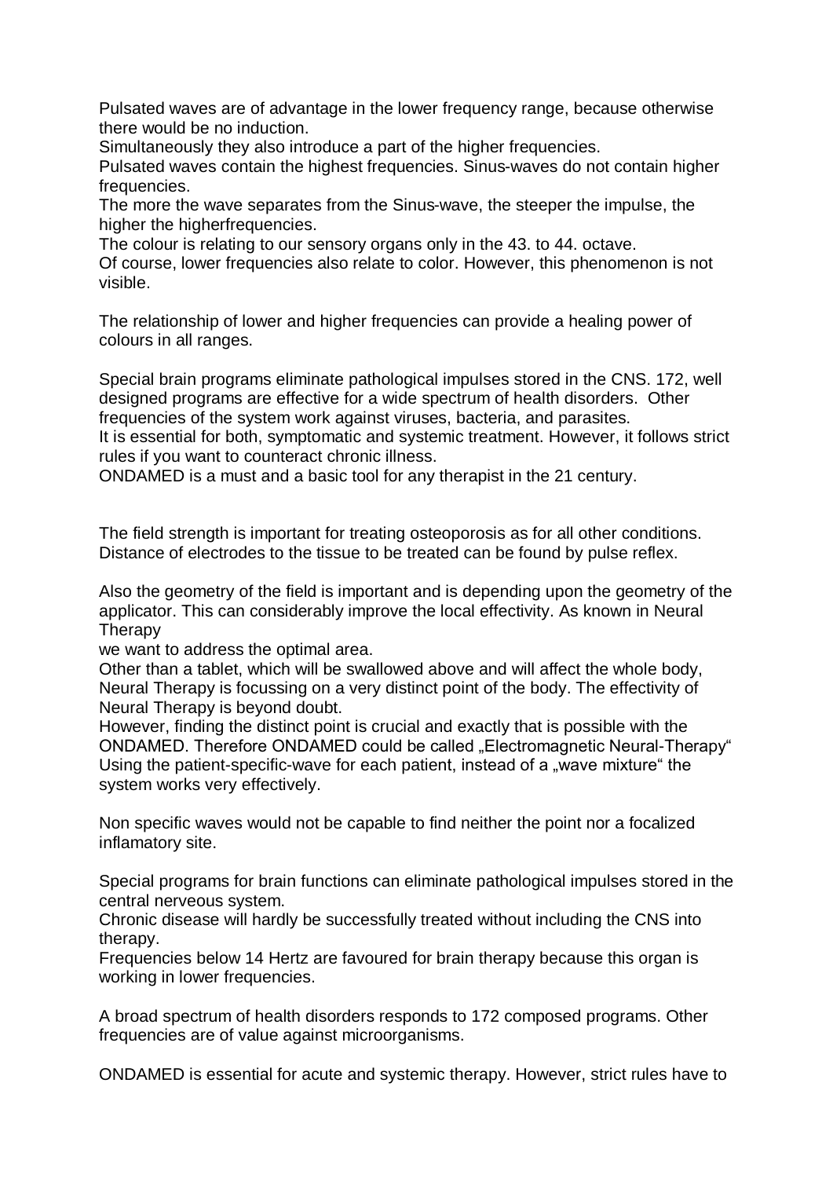Pulsated waves are of advantage in the lower frequency range, because otherwise there would be no induction.
Simultaneously they also introduce a part of the higher frequencies.
Pulsated waves contain the highest frequencies. Sinus-waves do not contain higher frequencies.
The more the wave separates from the Sinus-wave, the steeper the impulse, the higher the higherfrequencies.
The colour is relating to our sensory organs only in the 43. to 44. octave.
Of course, lower frequencies also relate to color. However, this phenomenon is not visible.

The relationship of lower and higher frequencies can provide a healing power of colours in all ranges.

Special brain programs eliminate pathological impulses stored in the CNS. 172, well designed programs are effective for a wide spectrum of health disorders. Other frequencies of the system work against viruses, bacteria, and parasites.
It is essential for both, symptomatic and systemic treatment. However, it follows strict rules if you want to counteract chronic illness.
ONDAMED is a must and a basic tool for any therapist in the 21 century.

The field strength is important for treating osteoporosis as for all other conditions.
Distance of electrodes to the tissue to be treated can be found by pulse reflex.

Also the geometry of the field is important and is depending upon the geometry of the applicator. This can considerably improve the local effectivity. As known in Neural Therapy
we want to address the optimal area.
Other than a tablet, which will be swallowed above and will affect the whole body, Neural Therapy is focussing on a very distinct point of the body. The effectivity of Neural Therapy is beyond doubt.
However, finding the distinct point is crucial and exactly that is possible with the ONDAMED. Therefore ONDAMED could be called „Electromagnetic Neural-Therapy“
Using the patient-specific-wave for each patient, instead of a „wave mixture“ the system works very effectively.

Non specific waves would not be capable to find neither the point nor a focalized inflamatory site.

Special programs for brain functions can eliminate pathological impulses stored in the central nerveous system.
Chronic disease will hardly be successfully treated without including the CNS into therapy.
Frequencies below 14 Hertz are favoured for brain therapy because this organ is working in lower frequencies.

A broad spectrum of health disorders responds to 172 composed programs. Other frequencies are of value against microorganisms.

ONDAMED is essential for acute and systemic therapy. However, strict rules have to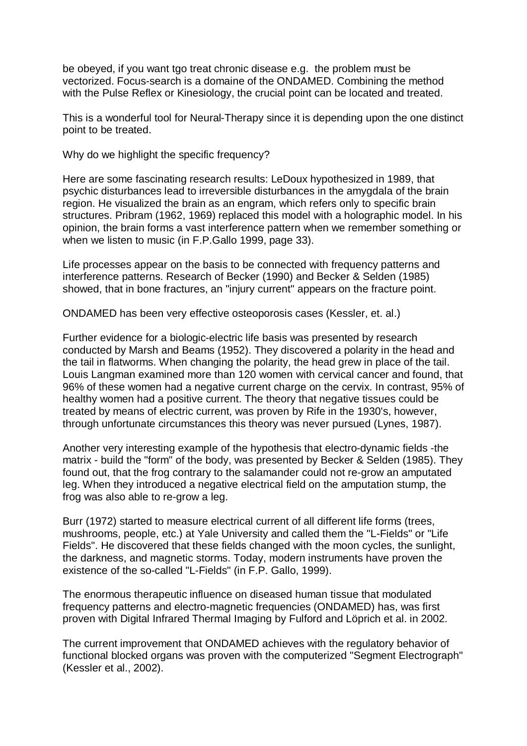be obeyed, if you want tgo treat chronic disease e.g. the problem must be vectorized. Focus-search is a domaine of the ONDAMED. Combining the method with the Pulse Reflex or Kinesiology, the crucial point can be located and treated.

This is a wonderful tool for Neural-Therapy since it is depending upon the one distinct point to be treated.

Why do we highlight the specific frequency?

Here are some fascinating research results: LeDoux hypothesized in 1989, that psychic disturbances lead to irreversible disturbances in the amygdala of the brain region. He visualized the brain as an engram, which refers only to specific brain structures. Pribram (1962, 1969) replaced this model with a holographic model. In his opinion, the brain forms a vast interference pattern when we remember something or when we listen to music (in F.P.Gallo 1999, page 33).

Life processes appear on the basis to be connected with frequency patterns and interference patterns. Research of Becker (1990) and Becker & Selden (1985) showed, that in bone fractures, an "injury current" appears on the fracture point.

ONDAMED has been very effective osteoporosis cases (Kessler, et. al.)

Further evidence for a biologic-electric life basis was presented by research conducted by Marsh and Beams (1952). They discovered a polarity in the head and the tail in flatworms. When changing the polarity, the head grew in place of the tail. Louis Langman examined more than 120 women with cervical cancer and found, that 96% of these women had a negative current charge on the cervix. In contrast, 95% of healthy women had a positive current. The theory that negative tissues could be treated by means of electric current, was proven by Rife in the 1930's, however, through unfortunate circumstances this theory was never pursued (Lynes, 1987).

Another very interesting example of the hypothesis that electro-dynamic fields -the matrix - build the "form" of the body, was presented by Becker & Selden (1985). They found out, that the frog contrary to the salamander could not re-grow an amputated leg. When they introduced a negative electrical field on the amputation stump, the frog was also able to re-grow a leg.

Burr (1972) started to measure electrical current of all different life forms (trees, mushrooms, people, etc.) at Yale University and called them the "L-Fields" or "Life Fields". He discovered that these fields changed with the moon cycles, the sunlight, the darkness, and magnetic storms. Today, modern instruments have proven the existence of the so-called "L-Fields" (in F.P. Gallo, 1999).

The enormous therapeutic influence on diseased human tissue that modulated frequency patterns and electro-magnetic frequencies (ONDAMED) has, was first proven with Digital Infrared Thermal Imaging by Fulford and Löprich et al. in 2002.

The current improvement that ONDAMED achieves with the regulatory behavior of functional blocked organs was proven with the computerized "Segment Electrograph" (Kessler et al., 2002).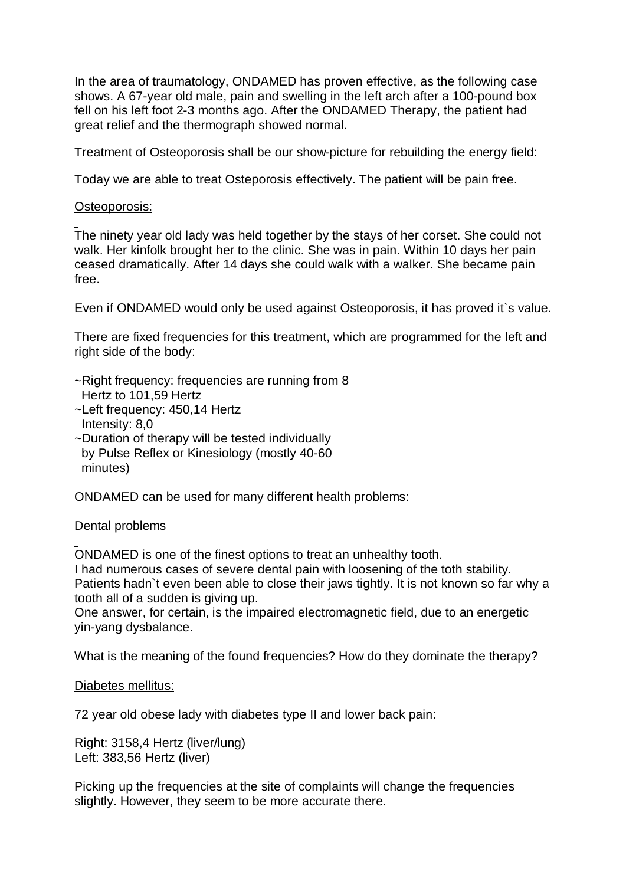In the area of traumatology, ONDAMED has proven effective, as the following case shows. A 67-year old male, pain and swelling in the left arch after a 100-pound box fell on his left foot 2-3 months ago. After the ONDAMED Therapy, the patient had great relief and the thermograph showed normal.

Treatment of Osteoporosis shall be our show-picture for rebuilding the energy field:

Today we are able to treat Osteporosis effectively. The patient will be pain free.

<u>Osteoporosis:</u>

The ninety year old lady was held together by the stays of her corset. She could not walk. Her kinfolk brought her to the clinic. She was in pain. Within 10 days her pain ceased dramatically. After 14 days she could walk with a walker. She became pain free.

Even if ONDAMED would only be used against Osteoporosis, it has proved it`s value.

There are fixed frequencies for this treatment, which are programmed for the left and right side of the body:

~Right frequency: frequencies are running from 8 Hertz to 101,59 Hertz
~Left frequency: 450,14 Hertz
  Intensity: 8,0
~Duration of therapy will be tested individually by Pulse Reflex or Kinesiology (mostly 40-60 minutes)

ONDAMED can be used for many different health problems:

<u>Dental problems</u>

ONDAMED is one of the finest options to treat an unhealthy tooth.
I had numerous cases of severe dental pain with loosening of the toth stability. Patients hadn`t even been able to close their jaws tightly. It is not known so far why a tooth all of a sudden is giving up.
One answer, for certain, is the impaired electromagnetic field, due to an energetic yin-yang dysbalance.

What is the meaning of the found frequencies? How do they dominate the therapy?

<u>Diabetes mellitus:</u>

72 year old obese lady with diabetes type II and lower back pain:

Right: 3158,4 Hertz (liver/lung)
Left: 383,56 Hertz (liver)

Picking up the frequencies at the site of complaints will change the frequencies slightly. However, they seem to be more accurate there.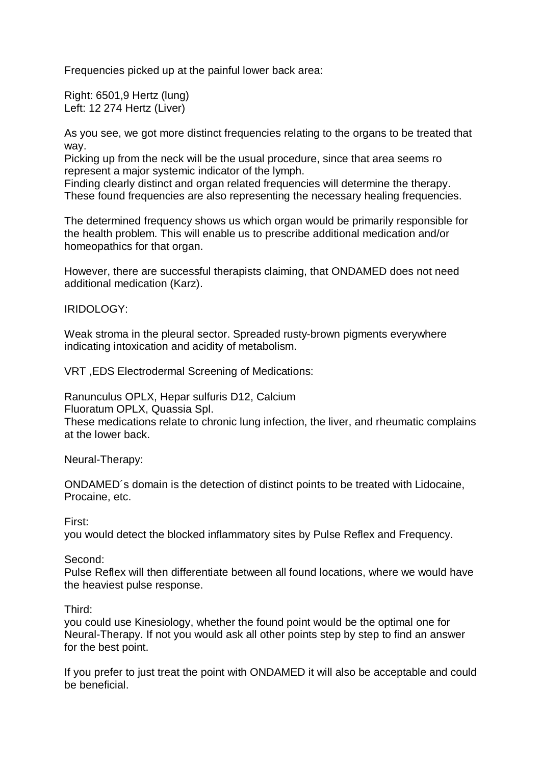Frequencies picked up at the painful lower back area:

Right: 6501,9 Hertz (lung)
Left: 12 274 Hertz (Liver)

As you see, we got more distinct frequencies relating to the organs to be treated that way.
Picking up from the neck will be the usual procedure, since that area seems ro represent a major systemic indicator of the lymph.
Finding clearly distinct and organ related frequencies will determine the therapy.
These found frequencies are also representing the necessary healing frequencies.

The determined frequency shows us which organ would be primarily responsible for the health problem. This will enable us to prescribe additional medication and/or homeopathics for that organ.

However, there are successful therapists claiming, that ONDAMED does not need additional medication (Karz).

IRIDOLOGY:

Weak stroma in the pleural sector. Spreaded rusty-brown pigments everywhere indicating intoxication and acidity of metabolism.

VRT ,EDS Electrodermal Screening of Medications:

Ranunculus OPLX, Hepar sulfuris D12, Calcium
Fluoratum OPLX, Quassia Spl.
These medications relate to chronic lung infection, the liver, and rheumatic complains at the lower back.

Neural-Therapy:

ONDAMED´s domain is the detection of distinct points to be treated with Lidocaine, Procaine, etc.

First:
you would detect the blocked inflammatory sites by Pulse Reflex and Frequency.

Second:
Pulse Reflex will then differentiate between all found locations, where we would have the heaviest pulse response.

Third:
you could use Kinesiology, whether the found point would be the optimal one for Neural-Therapy. If not you would ask all other points step by step to find an answer for the best point.

If you prefer to just treat the point with ONDAMED it will also be acceptable and could be beneficial.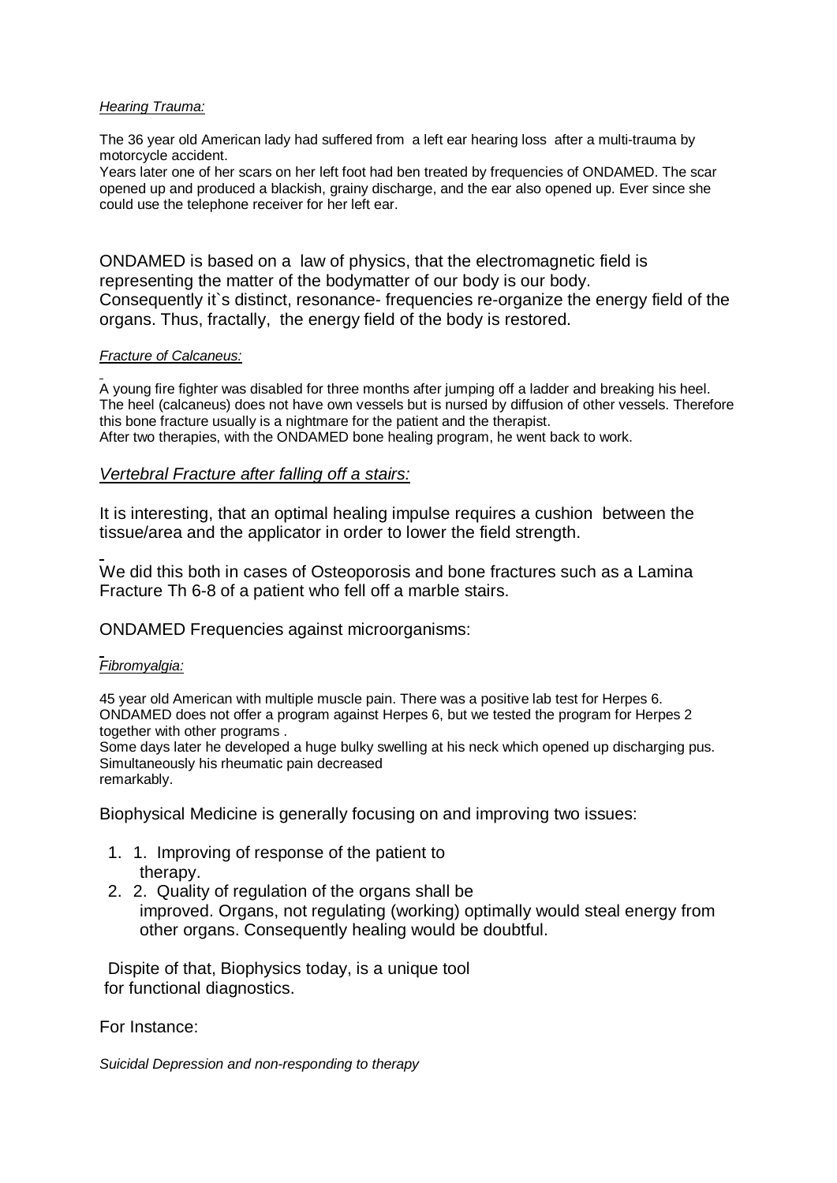*Hearing Trauma:*

The 36 year old American lady had suffered from a left ear hearing loss after a multi-trauma by motorcycle accident.
Years later one of her scars on her left foot had ben treated by frequencies of ONDAMED. The scar opened up and produced a blackish, grainy discharge, and the ear also opened up. Ever since she could use the telephone receiver for her left ear.

ONDAMED is based on a law of physics, that the electromagnetic field is representing the matter of the bodymatter of our body is our body.
Consequently it`s distinct, resonance- frequencies re-organize the energy field of the organs. Thus, fractally, the energy field of the body is restored.

*Fracture of Calcaneus:*

A young fire fighter was disabled for three months after jumping off a ladder and breaking his heel. The heel (calcaneus) does not have own vessels but is nursed by diffusion of other vessels. Therefore this bone fracture usually is a nightmare for the patient and the therapist.
After two therapies, with the ONDAMED bone healing program, he went back to work.

*Vertebral Fracture after falling off a stairs:*

It is interesting, that an optimal healing impulse requires a cushion between the tissue/area and the applicator in order to lower the field strength.

We did this both in cases of Osteoporosis and bone fractures such as a Lamina Fracture Th 6-8 of a patient who fell off a marble stairs.

ONDAMED Frequencies against microorganisms:

*Fibromyalgia:*

45 year old American with multiple muscle pain. There was a positive lab test for Herpes 6. ONDAMED does not offer a program against Herpes 6, but we tested the program for Herpes 2 together with other programs .
Some days later he developed a huge bulky swelling at his neck which opened up discharging pus. Simultaneously his rheumatic pain decreased
remarkably.

Biophysical Medicine is generally focusing on and improving two issues:

1. 1. Improving of response of the patient to therapy.
2. 2. Quality of regulation of the organs shall be improved. Organs, not regulating (working) optimally would steal energy from other organs. Consequently healing would be doubtful.

Dispite of that, Biophysics today, is a unique tool for functional diagnostics.

For Instance:

*Suicidal Depression and non-responding to therapy*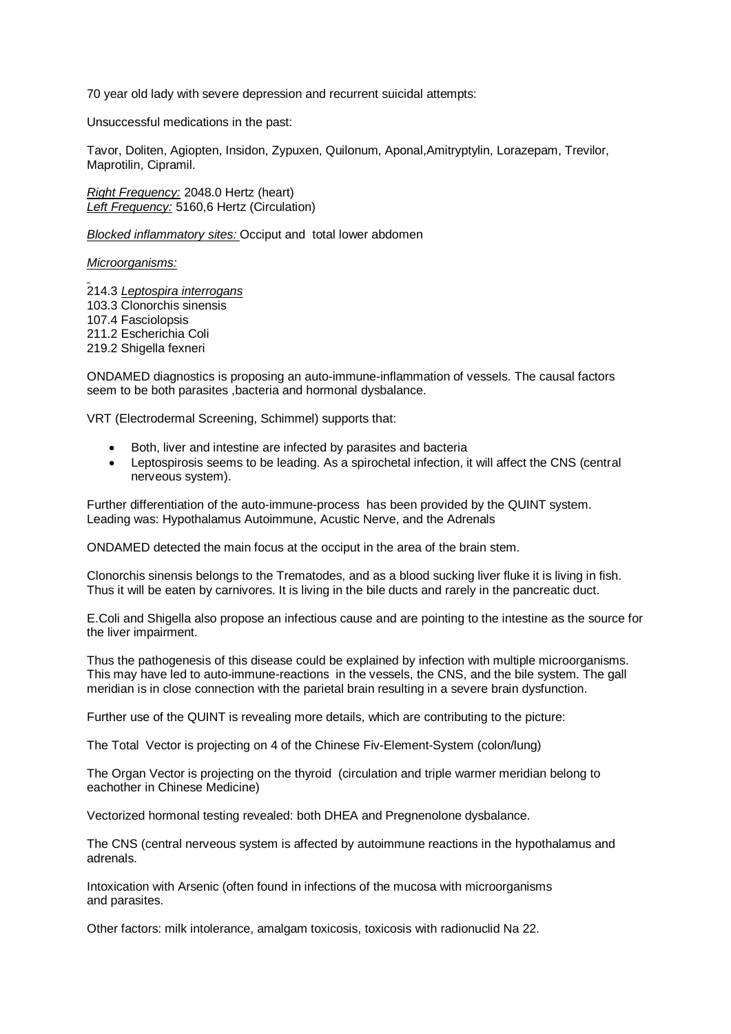70 year old lady with severe depression and recurrent suicidal attempts:

Unsuccessful medications in the past:

Tavor, Doliten, Agiopten, Insidon, Zypuxen, Quilonum, Aponal,Amitryptylin, Lorazepam, Trevilor, Maprotilin, Cipramil.

*Right Frequency:* 2048.0 Hertz (heart)
*Left Frequency:* 5160,6 Hertz (Circulation)

*Blocked inflammatory sites:* Occiput and total lower abdomen

*Microorganisms:*

214.3 *Leptospira interrogans*
103.3 Clonorchis sinensis
107.4 Fasciolopsis
211.2 Escherichia Coli
219.2 Shigella fexneri

ONDAMED diagnostics is proposing an auto-immune-inflammation of vessels. The causal factors seem to be both parasites ,bacteria and hormonal dysbalance.

VRT (Electrodermal Screening, Schimmel) supports that:

- Both, liver and intestine are infected by parasites and bacteria
- Leptospirosis seems to be leading. As a spirochetal infection, it will affect the CNS (central nerveous system).

Further differentiation of the auto-immune-process has been provided by the QUINT system. Leading was: Hypothalamus Autoimmune, Acustic Nerve, and the Adrenals

ONDAMED detected the main focus at the occiput in the area of the brain stem.

Clonorchis sinensis belongs to the Trematodes, and as a blood sucking liver fluke it is living in fish. Thus it will be eaten by carnivores. It is living in the bile ducts and rarely in the pancreatic duct.

E.Coli and Shigella also propose an infectious cause and are pointing to the intestine as the source for the liver impairment.

Thus the pathogenesis of this disease could be explained by infection with multiple microorganisms. This may have led to auto-immune-reactions in the vessels, the CNS, and the bile system. The gall meridian is in close connection with the parietal brain resulting in a severe brain dysfunction.

Further use of the QUINT is revealing more details, which are contributing to the picture:

The Total Vector is projecting on 4 of the Chinese Fiv-Element-System (colon/lung)

The Organ Vector is projecting on the thyroid (circulation and triple warmer meridian belong to eachother in Chinese Medicine)

Vectorized hormonal testing revealed: both DHEA and Pregnenolone dysbalance.

The CNS (central nervous system is affected by autoimmune reactions in the hypothalamus and adrenals.

Intoxication with Arsenic (often found in infections of the mucosa with microorganisms and parasites.

Other factors: milk intolerance, amalgam toxicosis, toxicosis with radionuclid Na 22.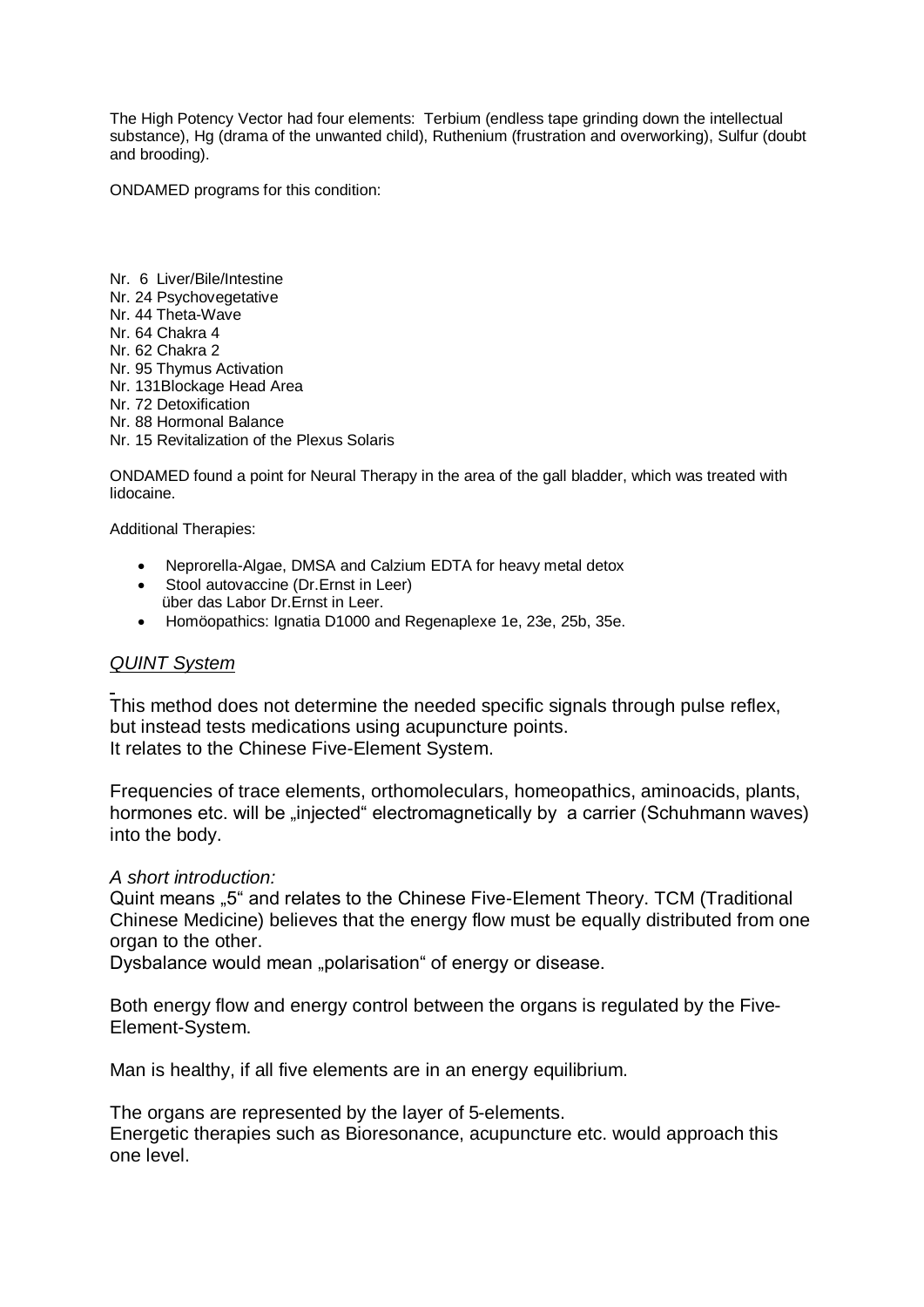The High Potency Vector had four elements: Terbium (endless tape grinding down the intellectual substance), Hg (drama of the unwanted child), Ruthenium (frustration and overworking), Sulfur (doubt and brooding).

ONDAMED programs for this condition:

Nr. 6 Liver/Bile/Intestine
Nr. 24 Psychovegetative
Nr. 44 Theta-Wave
Nr. 64 Chakra 4
Nr. 62 Chakra 2
Nr. 95 Thymus Activation
Nr. 131Blockage Head Area
Nr. 72 Detoxification
Nr. 88 Hormonal Balance
Nr. 15 Revitalization of the Plexus Solaris

ONDAMED found a point for Neural Therapy in the area of the gall bladder, which was treated with lidocaine.

Additional Therapies:

- Neprorella-Algae, DMSA and Calzium EDTA for heavy metal detox
- Stool autovaccine (Dr.Ernst in Leer)
  über das Labor Dr.Ernst in Leer.
- Homöopathics: Ignatia D1000 and Regenaplexe 1e, 23e, 25b, 35e.

## *QUINT System*

This method does not determine the needed specific signals through pulse reflex, but instead tests medications using acupuncture points.
It relates to the Chinese Five-Element System.

Frequencies of trace elements, orthomoleculars, homeopathics, aminoacids, plants, hormones etc. will be „injected" electromagnetically by a carrier (Schuhmann waves) into the body.

*A short introduction:*
Quint means „5" and relates to the Chinese Five-Element Theory. TCM (Traditional Chinese Medicine) believes that the energy flow must be equally distributed from one organ to the other.
Dysbalance would mean „polarisation" of energy or disease.

Both energy flow and energy control between the organs is regulated by the Five-Element-System.

Man is healthy, if all five elements are in an energy equilibrium.

The organs are represented by the layer of 5-elements.
Energetic therapies such as Bioresonance, acupuncture etc. would approach this one level.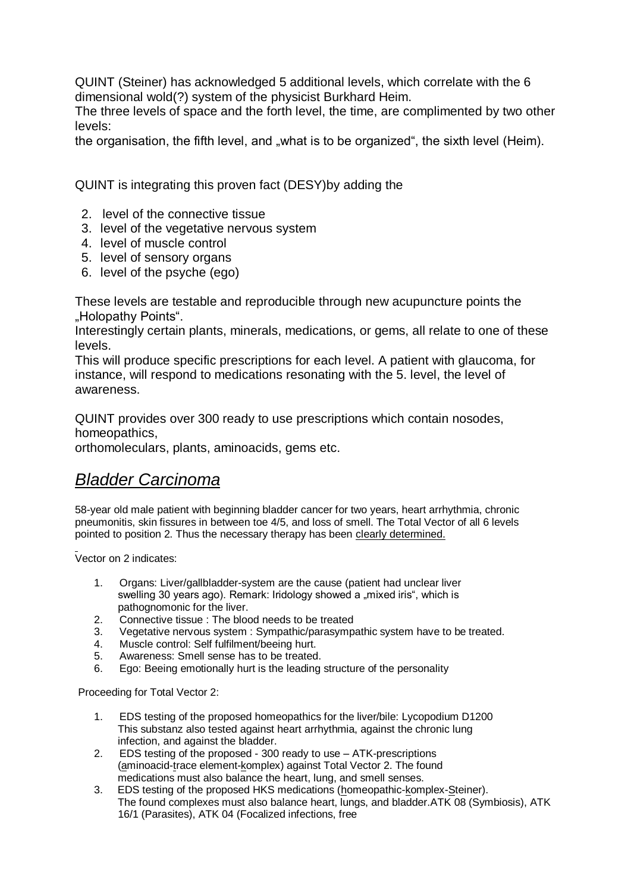QUINT (Steiner) has acknowledged 5 additional levels, which correlate with the 6 dimensional wold(?) system of the physicist Burkhard Heim.

The three levels of space and the forth level, the time, are complimented by two other levels:

the organisation, the fifth level, and „what is to be organized", the sixth level (Heim).

QUINT is integrating this proven fact (DESY)by adding the

2. level of the connective tissue
3. level of the vegetative nervous system
4. level of muscle control
5. level of sensory organs
6. level of the psyche (ego)

These levels are testable and reproducible through new acupuncture points the „Holopathy Points".

Interestingly certain plants, minerals, medications, or gems, all relate to one of these levels.

This will produce specific prescriptions for each level. A patient with glaucoma, for instance, will respond to medications resonating with the 5. level, the level of awareness.

QUINT provides over 300 ready to use prescriptions which contain nosodes, homeopathics,

orthomoleculars, plants, aminoacids, gems etc.

## *Bladder Carcinoma*

58-year old male patient with beginning bladder cancer for two years, heart arrhythmia, chronic pneumonitis, skin fissures in between toe 4/5, and loss of smell. The Total Vector of all 6 levels pointed to position 2. Thus the necessary therapy has been clearly determined.

Vector on 2 indicates:

1. Organs: Liver/gallbladder-system are the cause (patient had unclear liver swelling 30 years ago). Remark: Iridology showed a „mixed iris", which is pathognomonic for the liver.
2. Connective tissue : The blood needs to be treated
3. Vegetative nervous system : Sympathic/parasympathic system have to be treated.
4. Muscle control: Self fulfilment/beeing hurt.
5. Awareness: Smell sense has to be treated.
6. Ego: Beeing emotionally hurt is the leading structure of the personality

Proceeding for Total Vector 2:

1. EDS testing of the proposed homeopathics for the liver/bile: Lycopodium D1200 This substanz also tested against heart arrhythmia, against the chronic lung infection, and against the bladder.
2. EDS testing of the proposed - 300 ready to use – ATK-prescriptions (aminoacid-trace element-komplex) against Total Vector 2. The found medications must also balance the heart, lung, and smell senses.
3. EDS testing of the proposed HKS medications (homeopathic-komplex-Steiner). The found complexes must also balance heart, lungs, and bladder.ATK 08 (Symbiosis), ATK 16/1 (Parasites), ATK 04 (Focalized infections, free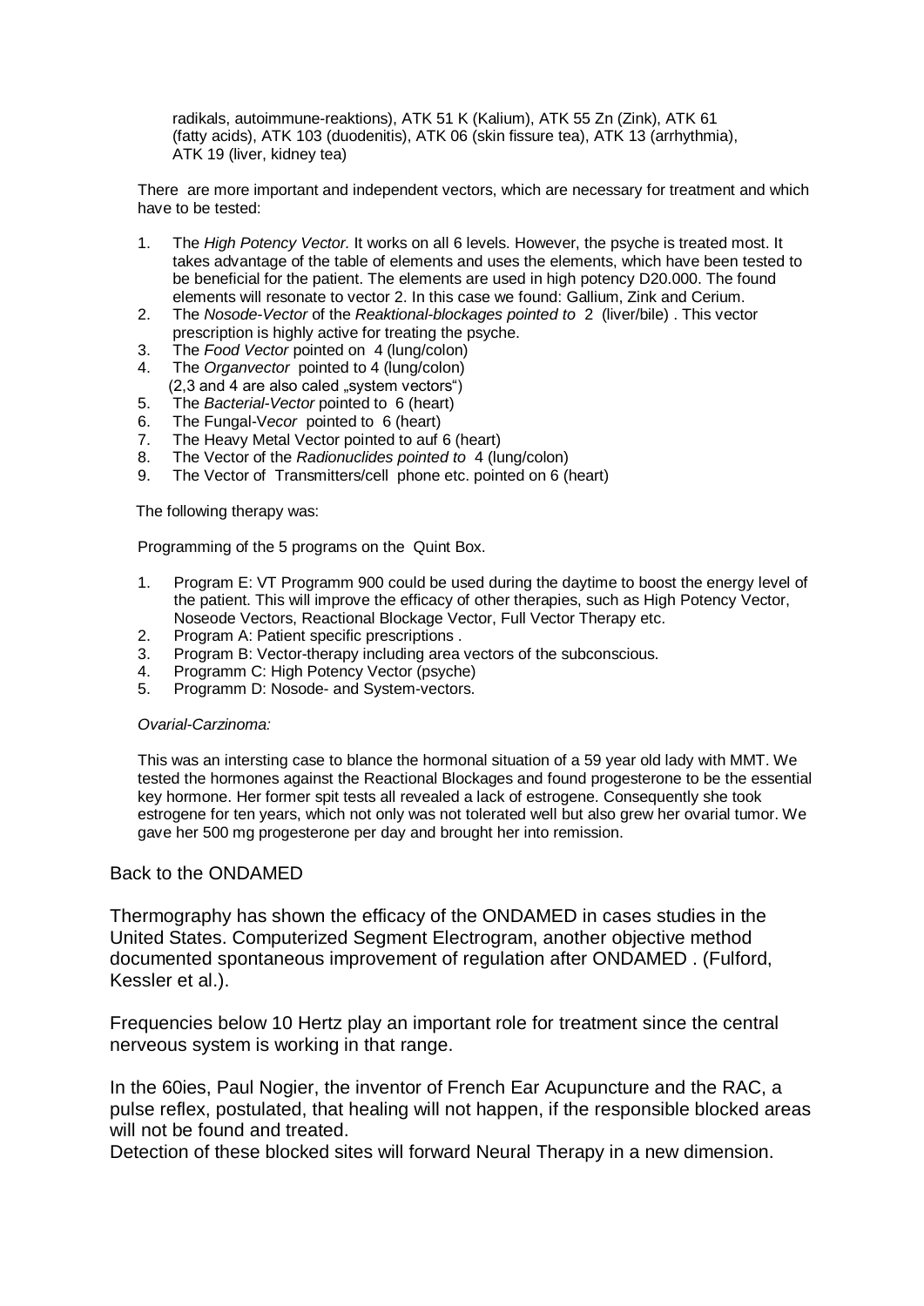radikals, autoimmune-reaktions), ATK 51 K (Kalium), ATK 55 Zn (Zink), ATK 61 (fatty acids), ATK 103 (duodenitis), ATK 06 (skin fissure tea), ATK 13 (arrhythmia), ATK 19 (liver, kidney tea)

There are more important and independent vectors, which are necessary for treatment and which have to be tested:

1. The *High Potency Vector.* It works on all 6 levels. However, the psyche is treated most. It takes advantage of the table of elements and uses the elements, which have been tested to be beneficial for the patient. The elements are used in high potency D20.000. The found elements will resonate to vector 2. In this case we found: Gallium, Zink and Cerium.
2. The *Nosode-Vector* of the *Reaktional-blockages pointed to* 2 (liver/bile) . This vector prescription is highly active for treating the psyche.
3. The *Food Vector* pointed on 4 (lung/colon)
4. The *Organvector* pointed to 4 (lung/colon)
   (2,3 and 4 are also caled „system vectors")
5. The *Bacterial-Vector* pointed to 6 (heart)
6. The Fungal-V*ecor* pointed to 6 (heart)
7. The Heavy Metal Vector pointed to auf 6 (heart)
8. The Vector of the *Radionuclides pointed to* 4 (lung/colon)
9. The Vector of Transmitters/cell phone etc. pointed on 6 (heart)

The following therapy was:

Programming of the 5 programs on the Quint Box.

1. Program E: VT Programm 900 could be used during the daytime to boost the energy level of the patient. This will improve the efficacy of other therapies, such as High Potency Vector, Noseode Vectors, Reactional Blockage Vector, Full Vector Therapy etc.
2. Program A: Patient specific prescriptions .
3. Program B: Vector-therapy including area vectors of the subconscious.
4. Programm C: High Potency Vector (psyche)
5. Programm D: Nosode- and System-vectors.

*Ovarial-Carzinoma:*

This was an intersting case to blance the hormonal situation of a 59 year old lady with MMT. We tested the hormones against the Reactional Blockages and found progesterone to be the essential key hormone. Her former spit tests all revealed a lack of estrogene. Consequently she took estrogene for ten years, which not only was not tolerated well but also grew her ovarial tumor. We gave her 500 mg progesterone per day and brought her into remission.

Back to the ONDAMED

Thermography has shown the efficacy of the ONDAMED in cases studies in the United States. Computerized Segment Electrogram, another objective method documented spontaneous improvement of regulation after ONDAMED . (Fulford, Kessler et al.).

Frequencies below 10 Hertz play an important role for treatment since the central nerveous system is working in that range.

In the 60ies, Paul Nogier, the inventor of French Ear Acupuncture and the RAC, a pulse reflex, postulated, that healing will not happen, if the responsible blocked areas will not be found and treated.
Detection of these blocked sites will forward Neural Therapy in a new dimension.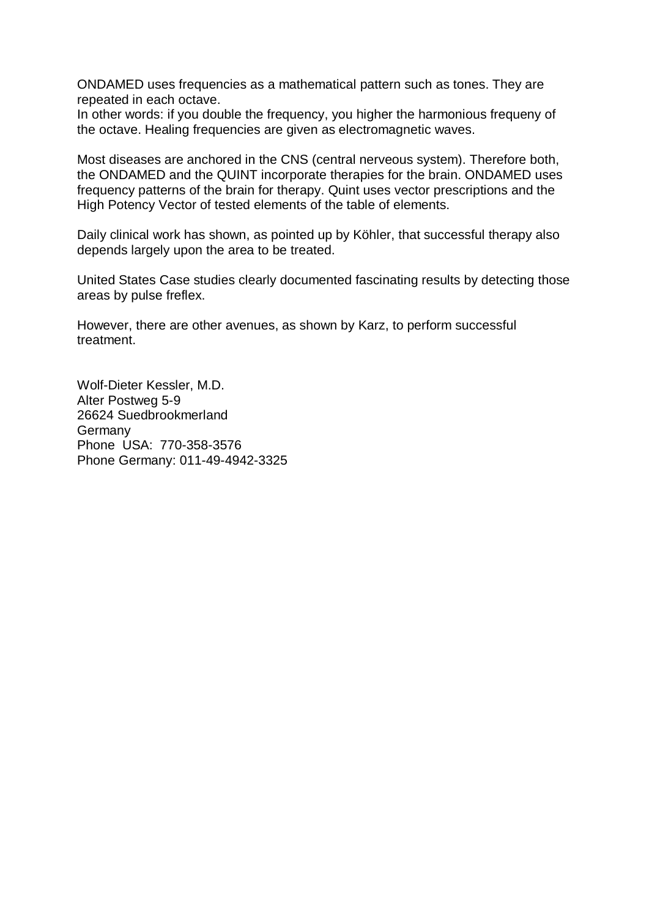ONDAMED uses frequencies as a mathematical pattern such as tones. They are repeated in each octave.
In other words: if you double the frequency, you higher the harmonious frequeny of the octave. Healing frequencies are given as electromagnetic waves.

Most diseases are anchored in the CNS (central nerveous system). Therefore both, the ONDAMED and the QUINT incorporate therapies for the brain. ONDAMED uses frequency patterns of the brain for therapy. Quint uses vector prescriptions and the High Potency Vector of tested elements of the table of elements.

Daily clinical work has shown, as pointed up by Köhler, that successful therapy also depends largely upon the area to be treated.

United States Case studies clearly documented fascinating results by detecting those areas by pulse freflex.

However, there are other avenues, as shown by Karz, to perform successful treatment.

Wolf-Dieter Kessler, M.D.
Alter Postweg 5-9
26624 Suedbrookmerland
Germany
Phone USA: 770-358-3576
Phone Germany: 011-49-4942-3325